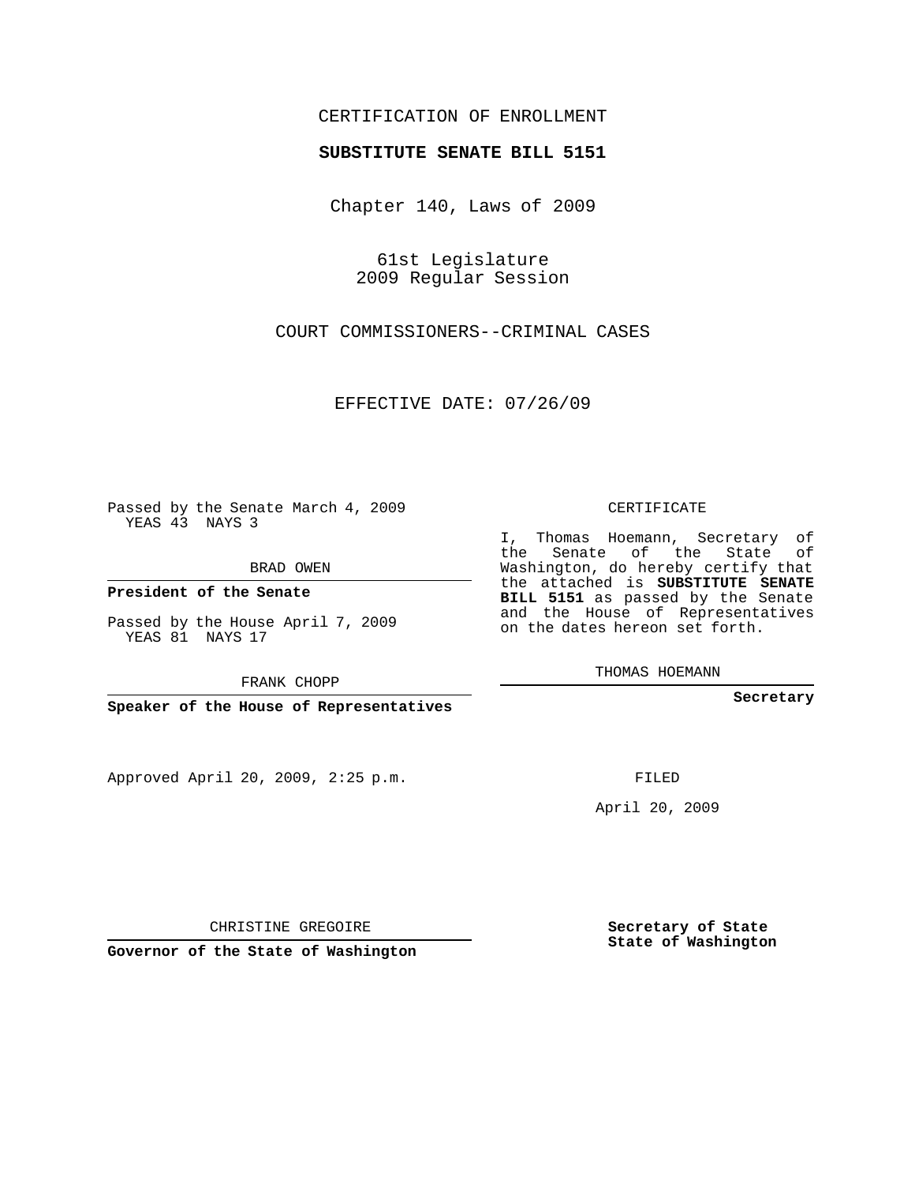CERTIFICATION OF ENROLLMENT

**SUBSTITUTE SENATE BILL 5151**

Chapter 140, Laws of 2009

61st Legislature
2009 Regular Session

COURT COMMISSIONERS--CRIMINAL CASES

EFFECTIVE DATE: 07/26/09

Passed by the Senate March 4, 2009
YEAS 43 NAYS 3

BRAD OWEN

**President of the Senate**

Passed by the House April 7, 2009
YEAS 81 NAYS 17

FRANK CHOPP

**Speaker of the House of Representatives**

Approved April 20, 2009, 2:25 p.m.

CHRISTINE GREGOIRE

**Governor of the State of Washington**

CERTIFICATE

I, Thomas Hoemann, Secretary of the Senate of the State of Washington, do hereby certify that the attached is **SUBSTITUTE SENATE BILL 5151** as passed by the Senate and the House of Representatives on the dates hereon set forth.

THOMAS HOEMANN

**Secretary**

FILED

April 20, 2009

**Secretary of State**
**State of Washington**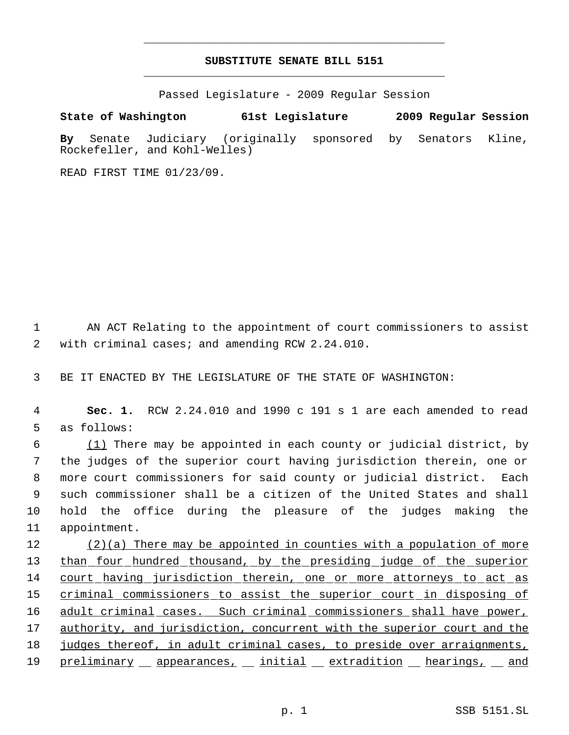# SUBSTITUTE SENATE BILL 5151

Passed Legislature - 2009 Regular Session

**State of Washington 61st Legislature 2009 Regular Session**

**By** Senate Judiciary (originally sponsored by Senators Kline, Rockefeller, and Kohl-Welles)

READ FIRST TIME 01/23/09.

1 AN ACT Relating to the appointment of court commissioners to assist
2 with criminal cases; and amending RCW 2.24.010.

3 BE IT ENACTED BY THE LEGISLATURE OF THE STATE OF WASHINGTON:

4 **Sec. 1.** RCW 2.24.010 and 1990 c 191 s 1 are each amended to read
5 as follows:

6 (1) There may be appointed in each county or judicial district, by
7 the judges of the superior court having jurisdiction therein, one or
8 more court commissioners for said county or judicial district. Each
9 such commissioner shall be a citizen of the United States and shall
10 hold the office during the pleasure of the judges making the
11 appointment.

12 (2)(a) There may be appointed in counties with a population of more
13 than four hundred thousand, by the presiding judge of the superior
14 court having jurisdiction therein, one or more attorneys to act as
15 criminal commissioners to assist the superior court in disposing of
16 adult criminal cases. Such criminal commissioners shall have power,
17 authority, and jurisdiction, concurrent with the superior court and the
18 judges thereof, in adult criminal cases, to preside over arraignments,
19 preliminary appearances, initial extradition hearings, and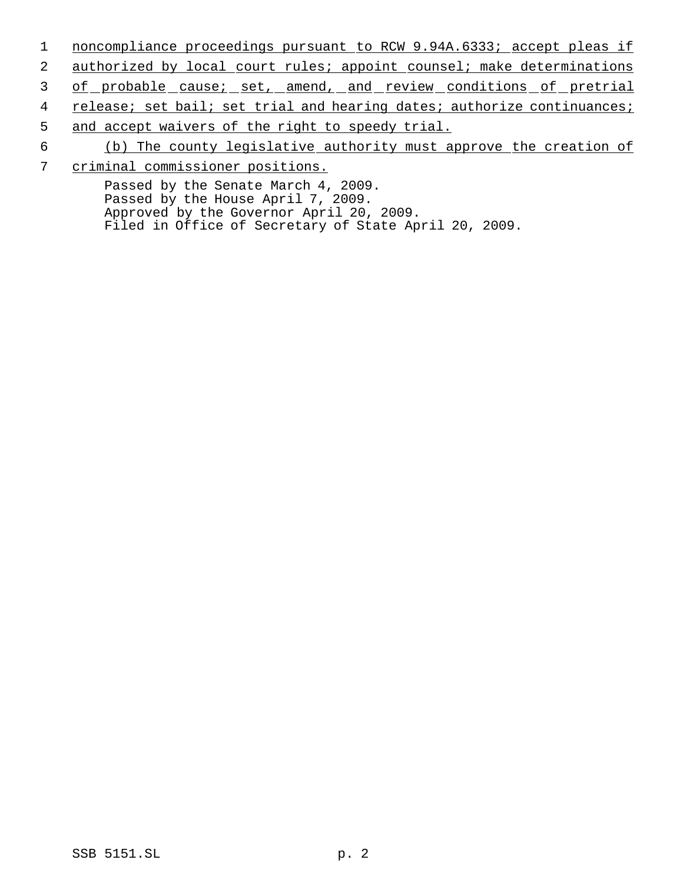noncompliance proceedings pursuant to RCW 9.94A.6333; accept pleas if authorized by local court rules; appoint counsel; make determinations of probable cause; set, amend, and review conditions of pretrial release; set bail; set trial and hearing dates; authorize continuances; and accept waivers of the right to speedy trial.

(b) The county legislative authority must approve the creation of criminal commissioner positions.

Passed by the Senate March 4, 2009.
Passed by the House April 7, 2009.
Approved by the Governor April 20, 2009.
Filed in Office of Secretary of State April 20, 2009.